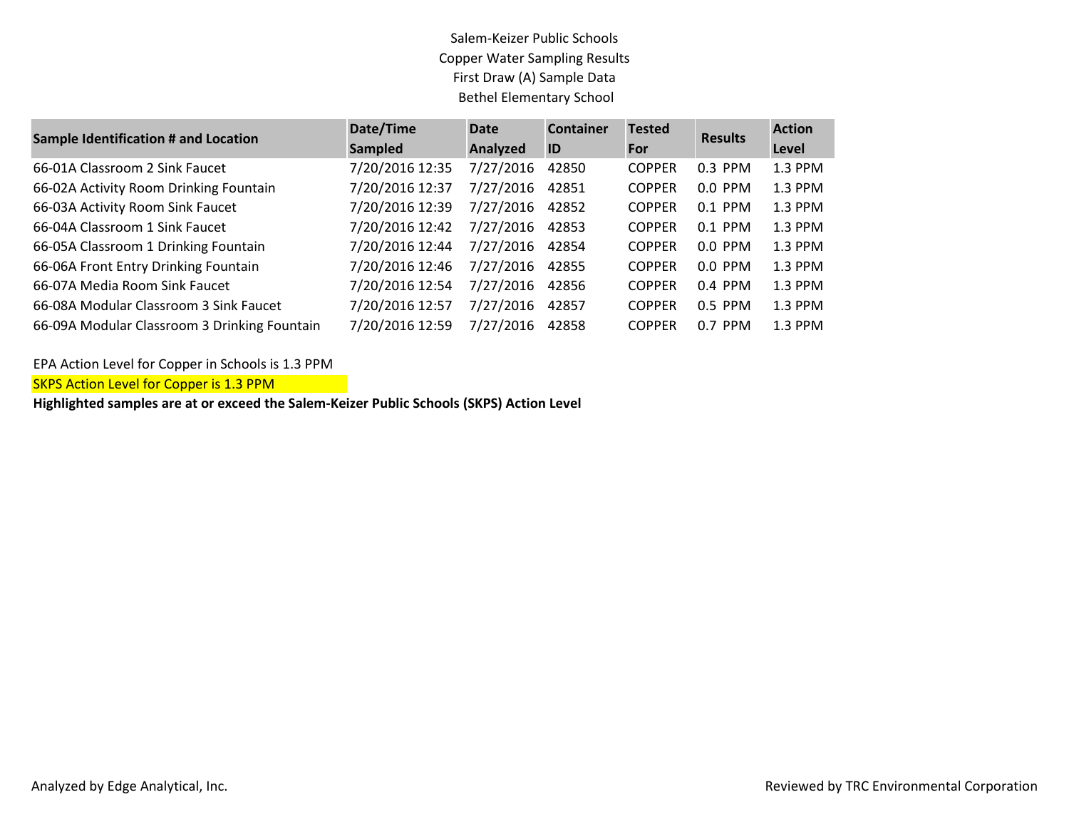Salem-Keizer Public Schools
Copper Water Sampling Results
First Draw (A) Sample Data
Bethel Elementary School

| Sample Identification # and Location | Date/Time Sampled | Date Analyzed | Container ID | Tested For | Results | Action Level |
|---|---|---|---|---|---|---|
| 66-01A Classroom 2 Sink Faucet | 7/20/2016 12:35 | 7/27/2016 | 42850 | COPPER | 0.3 PPM | 1.3 PPM |
| 66-02A Activity Room Drinking Fountain | 7/20/2016 12:37 | 7/27/2016 | 42851 | COPPER | 0.0 PPM | 1.3 PPM |
| 66-03A Activity Room Sink Faucet | 7/20/2016 12:39 | 7/27/2016 | 42852 | COPPER | 0.1 PPM | 1.3 PPM |
| 66-04A Classroom 1 Sink Faucet | 7/20/2016 12:42 | 7/27/2016 | 42853 | COPPER | 0.1 PPM | 1.3 PPM |
| 66-05A Classroom 1 Drinking Fountain | 7/20/2016 12:44 | 7/27/2016 | 42854 | COPPER | 0.0 PPM | 1.3 PPM |
| 66-06A Front Entry Drinking Fountain | 7/20/2016 12:46 | 7/27/2016 | 42855 | COPPER | 0.0 PPM | 1.3 PPM |
| 66-07A Media Room Sink Faucet | 7/20/2016 12:54 | 7/27/2016 | 42856 | COPPER | 0.4 PPM | 1.3 PPM |
| 66-08A Modular Classroom 3 Sink Faucet | 7/20/2016 12:57 | 7/27/2016 | 42857 | COPPER | 0.5 PPM | 1.3 PPM |
| 66-09A Modular Classroom 3 Drinking Fountain | 7/20/2016 12:59 | 7/27/2016 | 42858 | COPPER | 0.7 PPM | 1.3 PPM |

EPA Action Level for Copper in Schools is 1.3 PPM

SKPS Action Level for Copper is 1.3 PPM

**Highlighted samples are at or exceed the Salem-Keizer Public Schools (SKPS) Action Level**

Analyzed by Edge Analytical, Inc.

Reviewed by TRC Environmental Corporation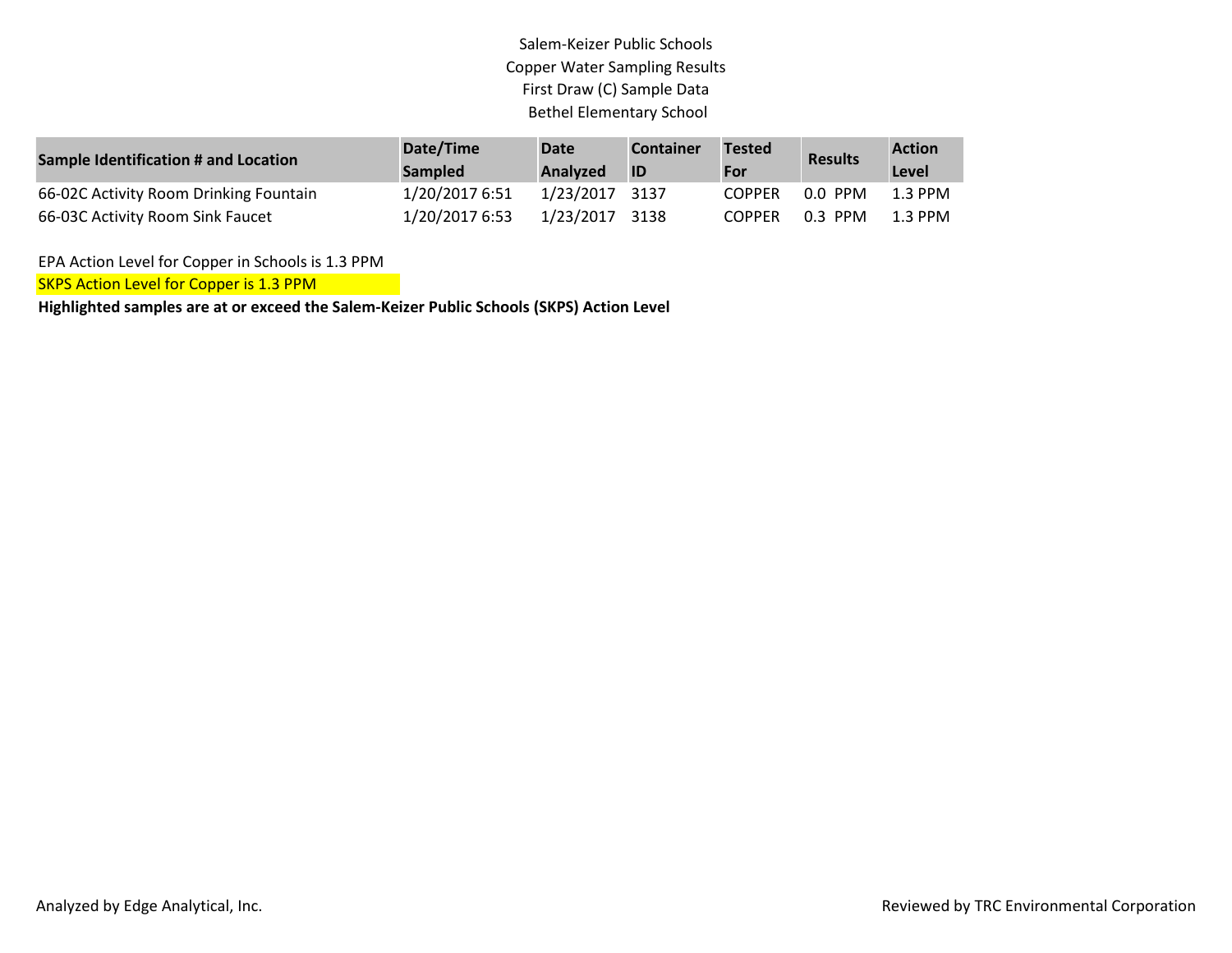Salem-Keizer Public Schools
Copper Water Sampling Results
First Draw (C) Sample Data
Bethel Elementary School

| Sample Identification # and Location | Date/Time Sampled | Date Analyzed | Container ID | Tested For | Results | Action Level |
|---|---|---|---|---|---|---|
| 66-02C Activity Room Drinking Fountain | 1/20/2017 6:51 | 1/23/2017 | 3137 | COPPER | 0.0 PPM | 1.3 PPM |
| 66-03C Activity Room Sink Faucet | 1/20/2017 6:53 | 1/23/2017 | 3138 | COPPER | 0.3 PPM | 1.3 PPM |

EPA Action Level for Copper in Schools is 1.3 PPM

SKPS Action Level for Copper is 1.3 PPM

**Highlighted samples are at or exceed the Salem-Keizer Public Schools (SKPS) Action Level**

Analyzed by Edge Analytical, Inc.

Reviewed by TRC Environmental Corporation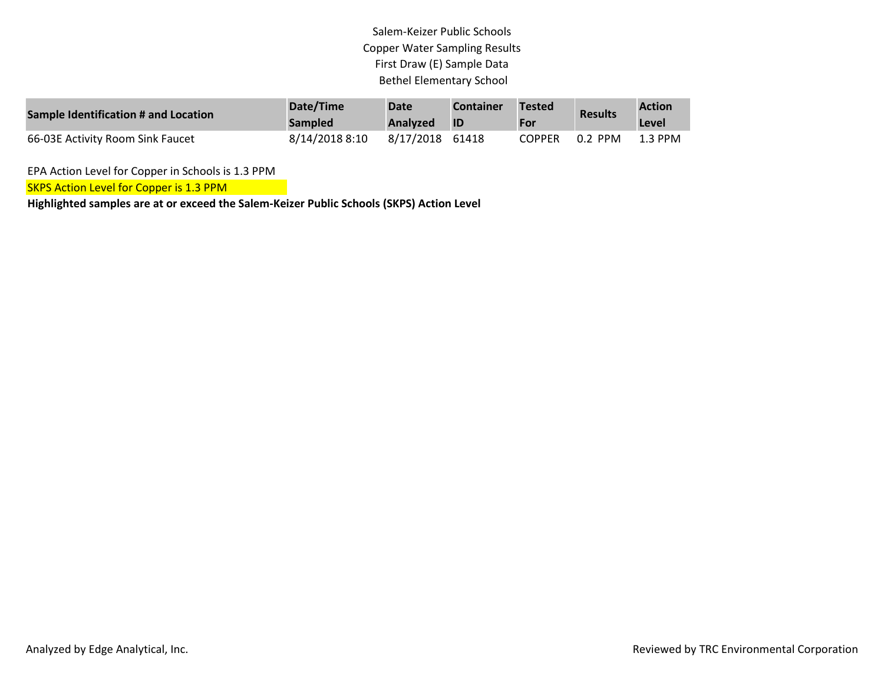Salem-Keizer Public Schools
Copper Water Sampling Results
First Draw (E) Sample Data
Bethel Elementary School

| Sample Identification # and Location | Date/Time Sampled | Date Analyzed | Container ID | Tested For | Results | Action Level |
|---|---|---|---|---|---|---|
| 66-03E Activity Room Sink Faucet | 8/14/2018 8:10 | 8/17/2018 | 61418 | COPPER | 0.2 PPM | 1.3 PPM |

EPA Action Level for Copper in Schools is 1.3 PPM

SKPS Action Level for Copper is 1.3 PPM

**Highlighted samples are at or exceed the Salem-Keizer Public Schools (SKPS) Action Level**

Analyzed by Edge Analytical, Inc.

Reviewed by TRC Environmental Corporation